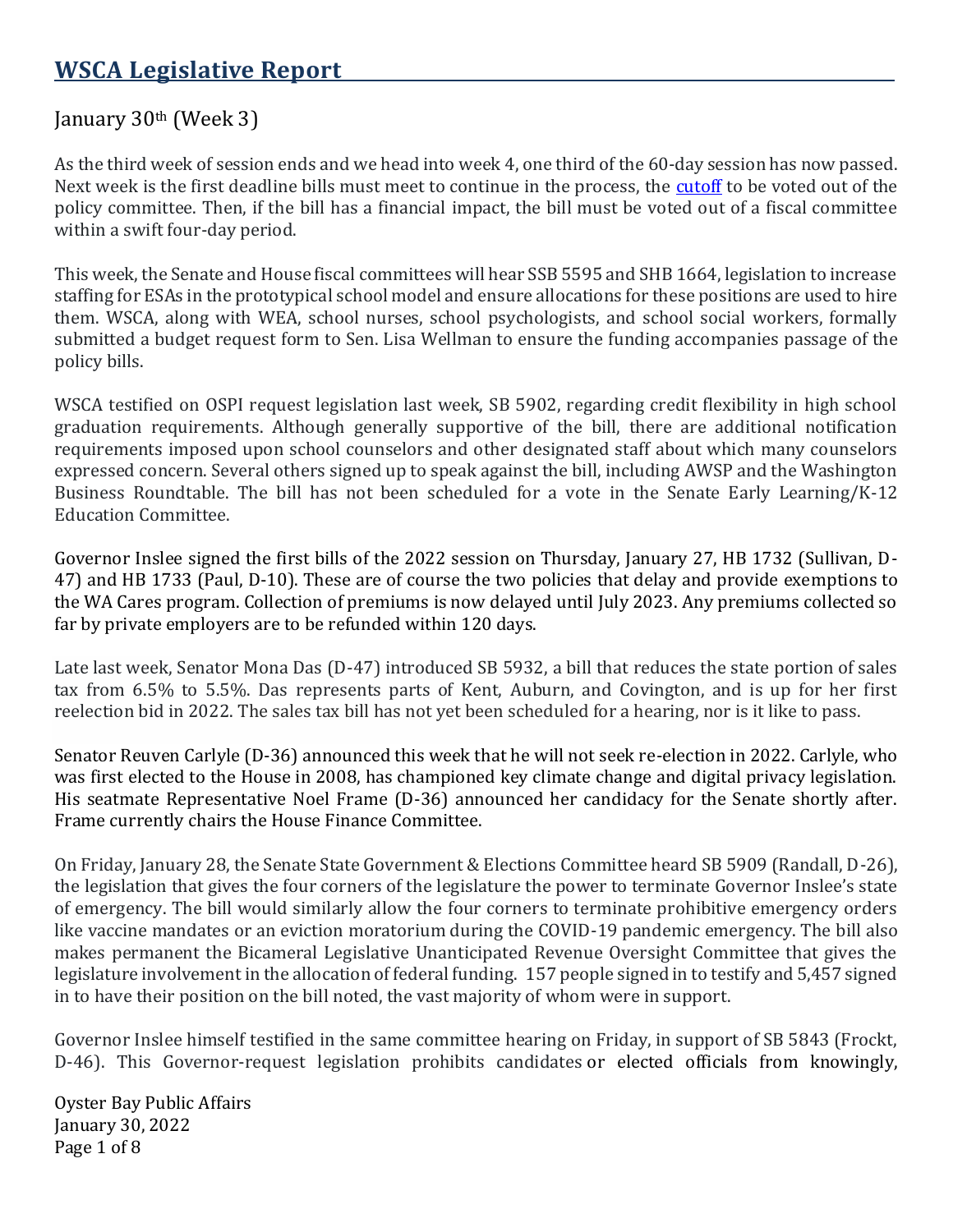# WSCA Legislative Report

## January 30th (Week 3)

As the third week of session ends and we head into week 4, one third of the 60-day session has now passed. Next week is the first deadline bills must meet to continue in the process, the cutoff to be voted out of the policy committee. Then, if the bill has a financial impact, the bill must be voted out of a fiscal committee within a swift four-day period.

This week, the Senate and House fiscal committees will hear SSB 5595 and SHB 1664, legislation to increase staffing for ESAs in the prototypical school model and ensure allocations for these positions are used to hire them. WSCA, along with WEA, school nurses, school psychologists, and school social workers, formally submitted a budget request form to Sen. Lisa Wellman to ensure the funding accompanies passage of the policy bills.

WSCA testified on OSPI request legislation last week, SB 5902, regarding credit flexibility in high school graduation requirements. Although generally supportive of the bill, there are additional notification requirements imposed upon school counselors and other designated staff about which many counselors expressed concern. Several others signed up to speak against the bill, including AWSP and the Washington Business Roundtable. The bill has not been scheduled for a vote in the Senate Early Learning/K-12 Education Committee.

Governor Inslee signed the first bills of the 2022 session on Thursday, January 27, HB 1732 (Sullivan, D-47) and HB 1733 (Paul, D-10). These are of course the two policies that delay and provide exemptions to the WA Cares program. Collection of premiums is now delayed until July 2023. Any premiums collected so far by private employers are to be refunded within 120 days.

Late last week, Senator Mona Das (D-47) introduced SB 5932, a bill that reduces the state portion of sales tax from 6.5% to 5.5%. Das represents parts of Kent, Auburn, and Covington, and is up for her first reelection bid in 2022. The sales tax bill has not yet been scheduled for a hearing, nor is it like to pass.

Senator Reuven Carlyle (D-36) announced this week that he will not seek re-election in 2022. Carlyle, who was first elected to the House in 2008, has championed key climate change and digital privacy legislation. His seatmate Representative Noel Frame (D-36) announced her candidacy for the Senate shortly after. Frame currently chairs the House Finance Committee.

On Friday, January 28, the Senate State Government & Elections Committee heard SB 5909 (Randall, D-26), the legislation that gives the four corners of the legislature the power to terminate Governor Inslee's state of emergency. The bill would similarly allow the four corners to terminate prohibitive emergency orders like vaccine mandates or an eviction moratorium during the COVID-19 pandemic emergency. The bill also makes permanent the Bicameral Legislative Unanticipated Revenue Oversight Committee that gives the legislature involvement in the allocation of federal funding. 157 people signed in to testify and 5,457 signed in to have their position on the bill noted, the vast majority of whom were in support.

Governor Inslee himself testified in the same committee hearing on Friday, in support of SB 5843 (Frockt, D-46). This Governor-request legislation prohibits candidates or elected officials from knowingly,

Oyster Bay Public Affairs
January 30, 2022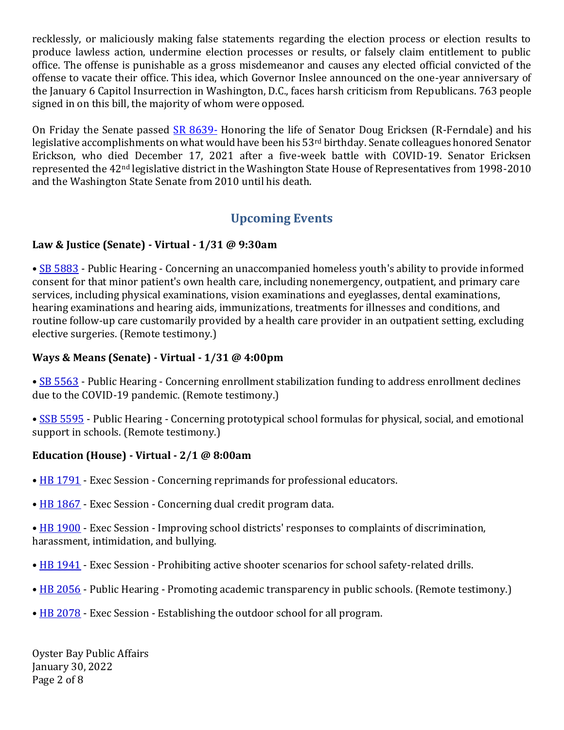recklessly, or maliciously making false statements regarding the election process or election results to produce lawless action, undermine election processes or results, or falsely claim entitlement to public office. The offense is punishable as a gross misdemeanor and causes any elected official convicted of the offense to vacate their office. This idea, which Governor Inslee announced on the one-year anniversary of the January 6 Capitol Insurrection in Washington, D.C., faces harsh criticism from Republicans. 763 people signed in on this bill, the majority of whom were opposed.

On Friday the Senate passed SR 8639- Honoring the life of Senator Doug Ericksen (R-Ferndale) and his legislative accomplishments on what would have been his 53rd birthday. Senate colleagues honored Senator Erickson, who died December 17, 2021 after a five-week battle with COVID-19. Senator Ericksen represented the 42nd legislative district in the Washington State House of Representatives from 1998-2010 and the Washington State Senate from 2010 until his death.

## Upcoming Events

**Law & Justice (Senate) - Virtual - 1/31 @ 9:30am**

• SB 5883 - Public Hearing - Concerning an unaccompanied homeless youth's ability to provide informed consent for that minor patient's own health care, including nonemergency, outpatient, and primary care services, including physical examinations, vision examinations and eyeglasses, dental examinations, hearing examinations and hearing aids, immunizations, treatments for illnesses and conditions, and routine follow-up care customarily provided by a health care provider in an outpatient setting, excluding elective surgeries. (Remote testimony.)

**Ways & Means (Senate) - Virtual - 1/31 @ 4:00pm**

• SB 5563 - Public Hearing - Concerning enrollment stabilization funding to address enrollment declines due to the COVID-19 pandemic. (Remote testimony.)

• SSB 5595 - Public Hearing - Concerning prototypical school formulas for physical, social, and emotional support in schools. (Remote testimony.)

**Education (House) - Virtual - 2/1 @ 8:00am**

• HB 1791 - Exec Session - Concerning reprimands for professional educators.

• HB 1867 - Exec Session - Concerning dual credit program data.

• HB 1900 - Exec Session - Improving school districts' responses to complaints of discrimination, harassment, intimidation, and bullying.

• HB 1941 - Exec Session - Prohibiting active shooter scenarios for school safety-related drills.

• HB 2056 - Public Hearing - Promoting academic transparency in public schools. (Remote testimony.)

• HB 2078 - Exec Session - Establishing the outdoor school for all program.

Oyster Bay Public Affairs
January 30, 2022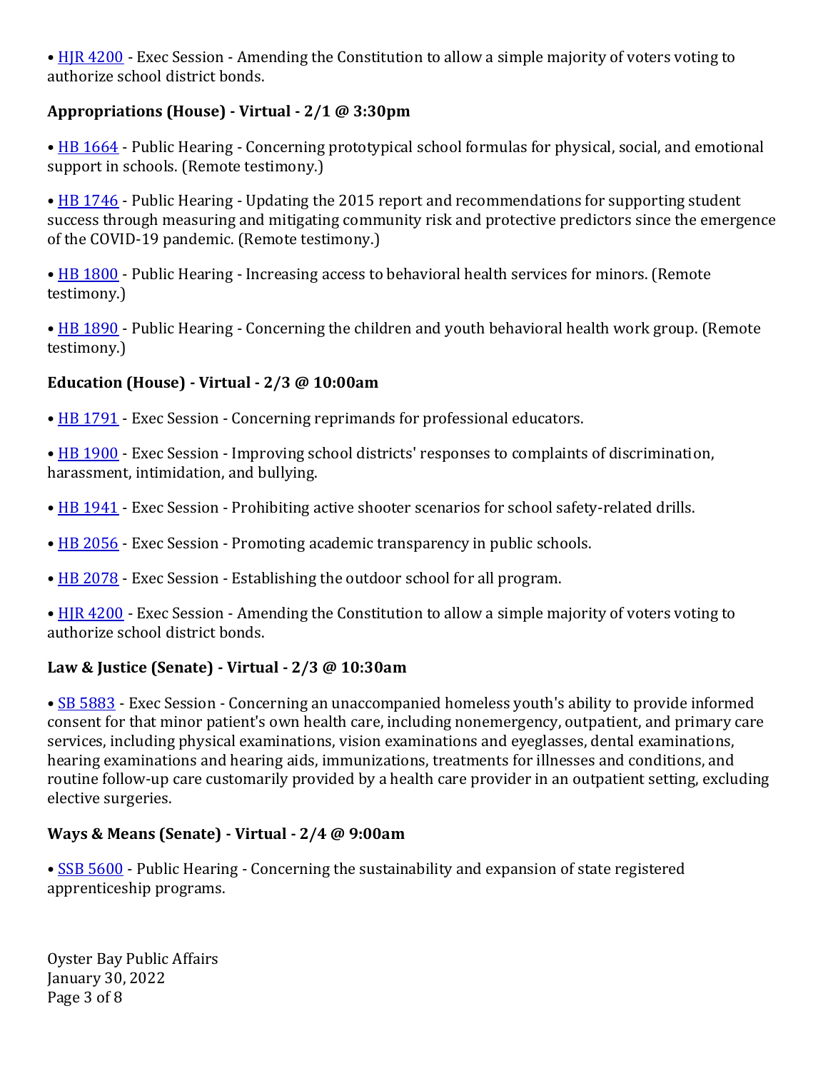• HJR 4200 - Exec Session - Amending the Constitution to allow a simple majority of voters voting to authorize school district bonds.

**Appropriations (House) - Virtual - 2/1 @ 3:30pm**

• HB 1664 - Public Hearing - Concerning prototypical school formulas for physical, social, and emotional support in schools. (Remote testimony.)

• HB 1746 - Public Hearing - Updating the 2015 report and recommendations for supporting student success through measuring and mitigating community risk and protective predictors since the emergence of the COVID-19 pandemic. (Remote testimony.)

• HB 1800 - Public Hearing - Increasing access to behavioral health services for minors. (Remote testimony.)

• HB 1890 - Public Hearing - Concerning the children and youth behavioral health work group. (Remote testimony.)

**Education (House) - Virtual - 2/3 @ 10:00am**

• HB 1791 - Exec Session - Concerning reprimands for professional educators.

• HB 1900 - Exec Session - Improving school districts' responses to complaints of discrimination, harassment, intimidation, and bullying.

• HB 1941 - Exec Session - Prohibiting active shooter scenarios for school safety-related drills.

• HB 2056 - Exec Session - Promoting academic transparency in public schools.

• HB 2078 - Exec Session - Establishing the outdoor school for all program.

• HJR 4200 - Exec Session - Amending the Constitution to allow a simple majority of voters voting to authorize school district bonds.

**Law & Justice (Senate) - Virtual - 2/3 @ 10:30am**

• SB 5883 - Exec Session - Concerning an unaccompanied homeless youth's ability to provide informed consent for that minor patient's own health care, including nonemergency, outpatient, and primary care services, including physical examinations, vision examinations and eyeglasses, dental examinations, hearing examinations and hearing aids, immunizations, treatments for illnesses and conditions, and routine follow-up care customarily provided by a health care provider in an outpatient setting, excluding elective surgeries.

**Ways & Means (Senate) - Virtual - 2/4 @ 9:00am**

• SSB 5600 - Public Hearing - Concerning the sustainability and expansion of state registered apprenticeship programs.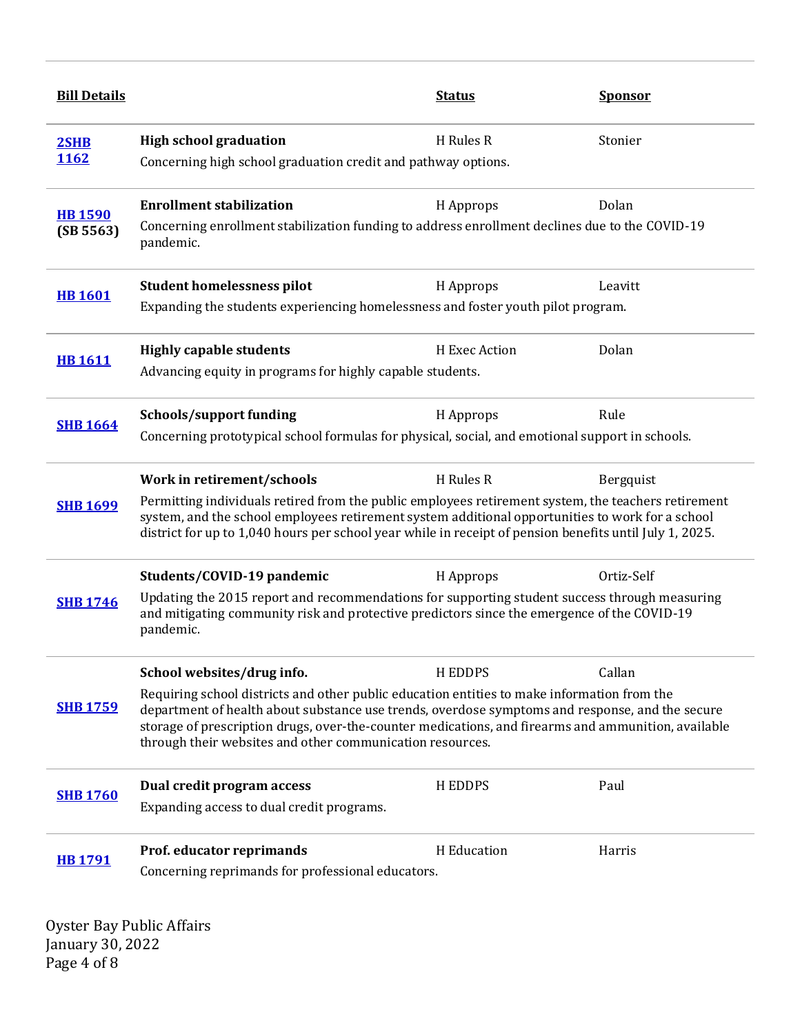| Bill Details | | Status | Sponsor |
|---|---|---|---|
| 2SHB 1162 | **High school graduation**<br>Concerning high school graduation credit and pathway options. | H Rules R | Stonier |
| HB 1590 (SB 5563) | **Enrollment stabilization**<br>Concerning enrollment stabilization funding to address enrollment declines due to the COVID-19 pandemic. | H Approps | Dolan |
| HB 1601 | **Student homelessness pilot**<br>Expanding the students experiencing homelessness and foster youth pilot program. | H Approps | Leavitt |
| HB 1611 | **Highly capable students**<br>Advancing equity in programs for highly capable students. | H Exec Action | Dolan |
| SHB 1664 | **Schools/support funding**<br>Concerning prototypical school formulas for physical, social, and emotional support in schools. | H Approps | Rule |
| SHB 1699 | **Work in retirement/schools**<br>Permitting individuals retired from the public employees retirement system, the teachers retirement system, and the school employees retirement system additional opportunities to work for a school district for up to 1,040 hours per school year while in receipt of pension benefits until July 1, 2025. | H Rules R | Bergquist |
| SHB 1746 | **Students/COVID-19 pandemic**<br>Updating the 2015 report and recommendations for supporting student success through measuring and mitigating community risk and protective predictors since the emergence of the COVID-19 pandemic. | H Approps | Ortiz-Self |
| SHB 1759 | **School websites/drug info.**<br>Requiring school districts and other public education entities to make information from the department of health about substance use trends, overdose symptoms and response, and the secure storage of prescription drugs, over-the-counter medications, and firearms and ammunition, available through their websites and other communication resources. | H EDDPS | Callan |
| SHB 1760 | **Dual credit program access**<br>Expanding access to dual credit programs. | H EDDPS | Paul |
| HB 1791 | **Prof. educator reprimands**<br>Concerning reprimands for professional educators. | H Education | Harris |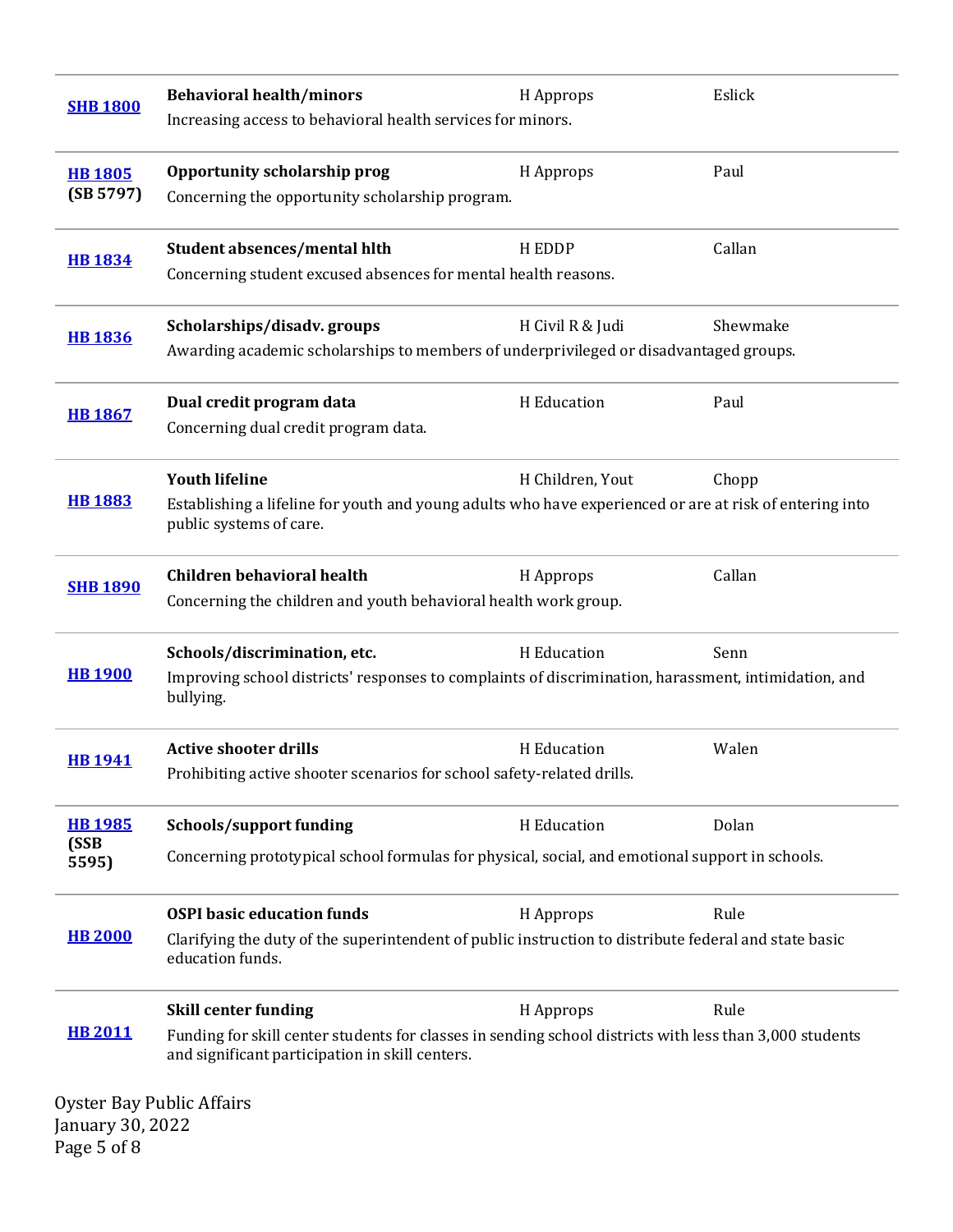| Bill | Title / Description | Committee | Sponsor |
| --- | --- | --- | --- |
| **SHB 1800** | **Behavioral health/minors**<br>Increasing access to behavioral health services for minors. | H Approps | Eslick |
| **HB 1805** **(SB 5797)** | **Opportunity scholarship prog**<br>Concerning the opportunity scholarship program. | H Approps | Paul |
| **HB 1834** | **Student absences/mental hlth**<br>Concerning student excused absences for mental health reasons. | H EDDP | Callan |
| **HB 1836** | **Scholarships/disadv. groups**<br>Awarding academic scholarships to members of underprivileged or disadvantaged groups. | H Civil R & Judi | Shewmake |
| **HB 1867** | **Dual credit program data**<br>Concerning dual credit program data. | H Education | Paul |
| **HB 1883** | **Youth lifeline**<br>Establishing a lifeline for youth and young adults who have experienced or are at risk of entering into public systems of care. | H Children, Yout | Chopp |
| **SHB 1890** | **Children behavioral health**<br>Concerning the children and youth behavioral health work group. | H Approps | Callan |
| **HB 1900** | **Schools/discrimination, etc.**<br>Improving school districts' responses to complaints of discrimination, harassment, intimidation, and bullying. | H Education | Senn |
| **HB 1941** | **Active shooter drills**<br>Prohibiting active shooter scenarios for school safety-related drills. | H Education | Walen |
| **HB 1985** **(SSB 5595)** | **Schools/support funding**<br>Concerning prototypical school formulas for physical, social, and emotional support in schools. | H Education | Dolan |
| **HB 2000** | **OSPI basic education funds**<br>Clarifying the duty of the superintendent of public instruction to distribute federal and state basic education funds. | H Approps | Rule |
| **HB 2011** | **Skill center funding**<br>Funding for skill center students for classes in sending school districts with less than 3,000 students and significant participation in skill centers. | H Approps | Rule |

Oyster Bay Public Affairs
January 30, 2022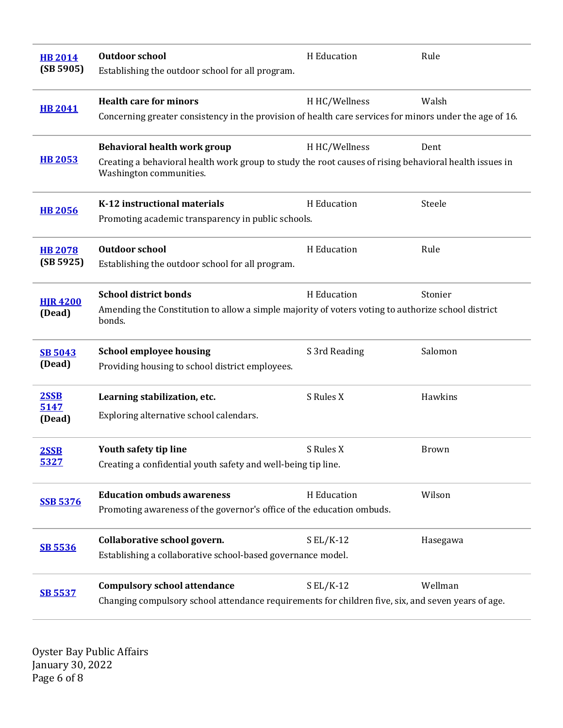| Bill | Title / Description | Status | Sponsor |
| --- | --- | --- | --- |
| HB 2014 (SB 5905) | **Outdoor school** Establishing the outdoor school for all program. | H Education | Rule |
| HB 2041 | **Health care for minors** Concerning greater consistency in the provision of health care services for minors under the age of 16. | H HC/Wellness | Walsh |
| HB 2053 | **Behavioral health work group** Creating a behavioral health work group to study the root causes of rising behavioral health issues in Washington communities. | H HC/Wellness | Dent |
| HB 2056 | **K-12 instructional materials** Promoting academic transparency in public schools. | H Education | Steele |
| HB 2078 (SB 5925) | **Outdoor school** Establishing the outdoor school for all program. | H Education | Rule |
| HJR 4200 (Dead) | **School district bonds** Amending the Constitution to allow a simple majority of voters voting to authorize school district bonds. | H Education | Stonier |
| SB 5043 (Dead) | **School employee housing** Providing housing to school district employees. | S 3rd Reading | Salomon |
| 2SSB 5147 (Dead) | **Learning stabilization, etc.** Exploring alternative school calendars. | S Rules X | Hawkins |
| 2SSB 5327 | **Youth safety tip line** Creating a confidential youth safety and well-being tip line. | S Rules X | Brown |
| SSB 5376 | **Education ombuds awareness** Promoting awareness of the governor's office of the education ombuds. | H Education | Wilson |
| SB 5536 | **Collaborative school govern.** Establishing a collaborative school-based governance model. | S EL/K-12 | Hasegawa |
| SB 5537 | **Compulsory school attendance** Changing compulsory school attendance requirements for children five, six, and seven years of age. | S EL/K-12 | Wellman |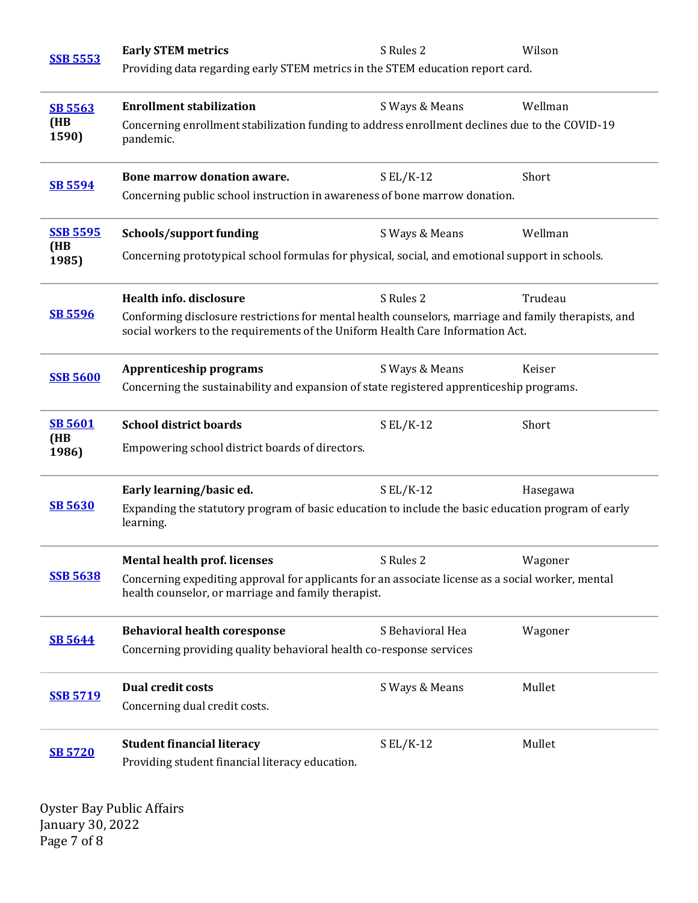| Bill | Title / Description | Committee | Sponsor |
|---|---|---|---|
| **SSB 5553** | **Early STEM metrics**<br>Providing data regarding early STEM metrics in the STEM education report card. | S Rules 2 | Wilson |
| **SB 5563** **(HB 1590)** | **Enrollment stabilization**<br>Concerning enrollment stabilization funding to address enrollment declines due to the COVID-19 pandemic. | S Ways & Means | Wellman |
| **SB 5594** | **Bone marrow donation aware.**<br>Concerning public school instruction in awareness of bone marrow donation. | S EL/K-12 | Short |
| **SSB 5595** **(HB 1985)** | **Schools/support funding**<br>Concerning prototypical school formulas for physical, social, and emotional support in schools. | S Ways & Means | Wellman |
| **SB 5596** | **Health info. disclosure**<br>Conforming disclosure restrictions for mental health counselors, marriage and family therapists, and social workers to the requirements of the Uniform Health Care Information Act. | S Rules 2 | Trudeau |
| **SSB 5600** | **Apprenticeship programs**<br>Concerning the sustainability and expansion of state registered apprenticeship programs. | S Ways & Means | Keiser |
| **SB 5601** **(HB 1986)** | **School district boards**<br>Empowering school district boards of directors. | S EL/K-12 | Short |
| **SB 5630** | **Early learning/basic ed.**<br>Expanding the statutory program of basic education to include the basic education program of early learning. | S EL/K-12 | Hasegawa |
| **SSB 5638** | **Mental health prof. licenses**<br>Concerning expediting approval for applicants for an associate license as a social worker, mental health counselor, or marriage and family therapist. | S Rules 2 | Wagoner |
| **SB 5644** | **Behavioral health coresponse**<br>Concerning providing quality behavioral health co-response services | S Behavioral Hea | Wagoner |
| **SSB 5719** | **Dual credit costs**<br>Concerning dual credit costs. | S Ways & Means | Mullet |
| **SB 5720** | **Student financial literacy**<br>Providing student financial literacy education. | S EL/K-12 | Mullet |

Oyster Bay Public Affairs
January 30, 2022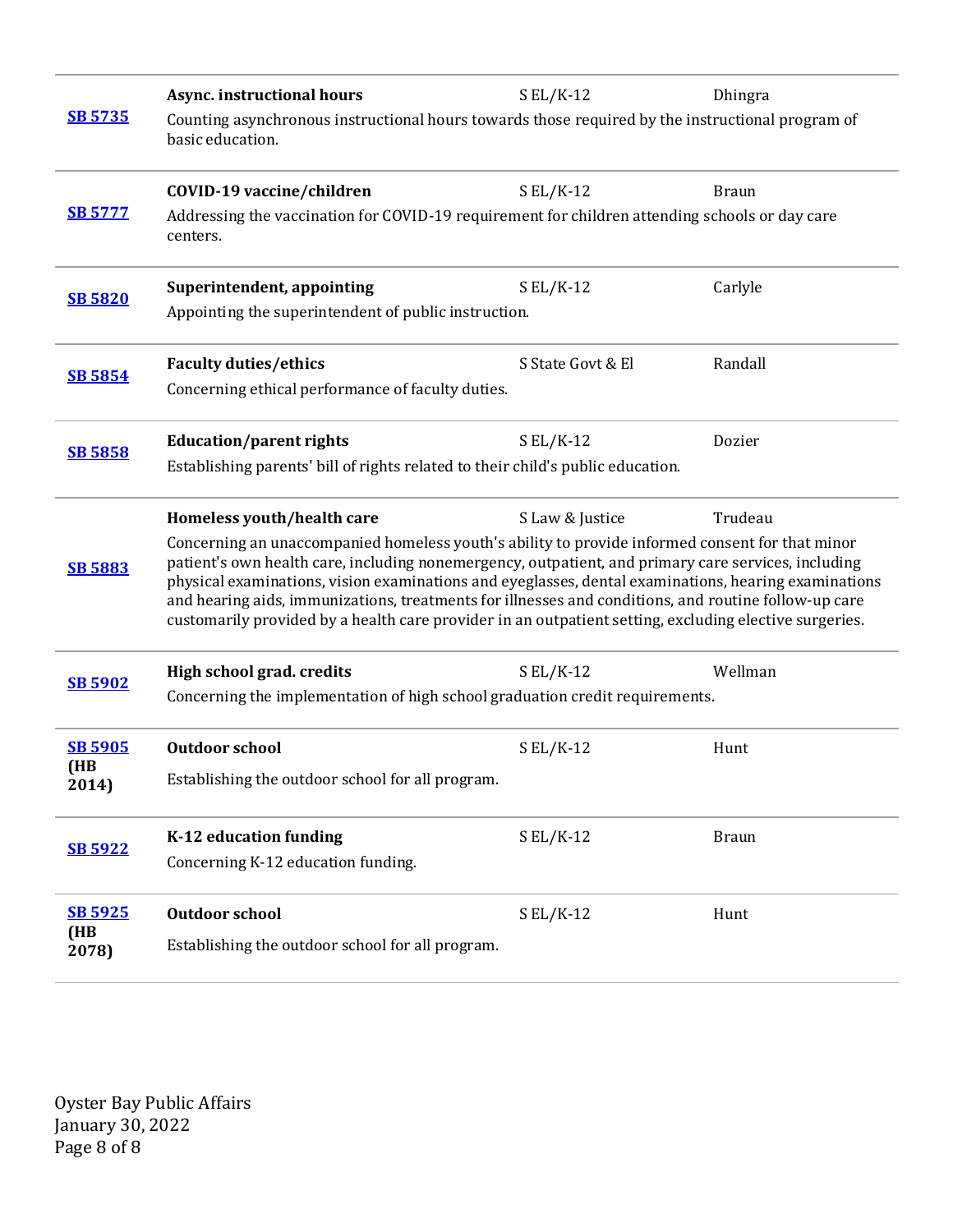| | | | |
|---|---|---|---|
| **SB 5735** | **Async. instructional hours**<br>Counting asynchronous instructional hours towards those required by the instructional program of basic education. | S EL/K-12 | Dhingra |
| **SB 5777** | **COVID-19 vaccine/children**<br>Addressing the vaccination for COVID-19 requirement for children attending schools or day care centers. | S EL/K-12 | Braun |
| **SB 5820** | **Superintendent, appointing**<br>Appointing the superintendent of public instruction. | S EL/K-12 | Carlyle |
| **SB 5854** | **Faculty duties/ethics**<br>Concerning ethical performance of faculty duties. | S State Govt & El | Randall |
| **SB 5858** | **Education/parent rights**<br>Establishing parents' bill of rights related to their child's public education. | S EL/K-12 | Dozier |
| **SB 5883** | **Homeless youth/health care**<br>Concerning an unaccompanied homeless youth's ability to provide informed consent for that minor patient's own health care, including nonemergency, outpatient, and primary care services, including physical examinations, vision examinations and eyeglasses, dental examinations, hearing examinations and hearing aids, immunizations, treatments for illnesses and conditions, and routine follow-up care customarily provided by a health care provider in an outpatient setting, excluding elective surgeries. | S Law & Justice | Trudeau |
| **SB 5902** | **High school grad. credits**<br>Concerning the implementation of high school graduation credit requirements. | S EL/K-12 | Wellman |
| **SB 5905 (HB 2014)** | **Outdoor school**<br>Establishing the outdoor school for all program. | S EL/K-12 | Hunt |
| **SB 5922** | **K-12 education funding**<br>Concerning K-12 education funding. | S EL/K-12 | Braun |
| **SB 5925 (HB 2078)** | **Outdoor school**<br>Establishing the outdoor school for all program. | S EL/K-12 | Hunt |

Oyster Bay Public Affairs
January 30, 2022